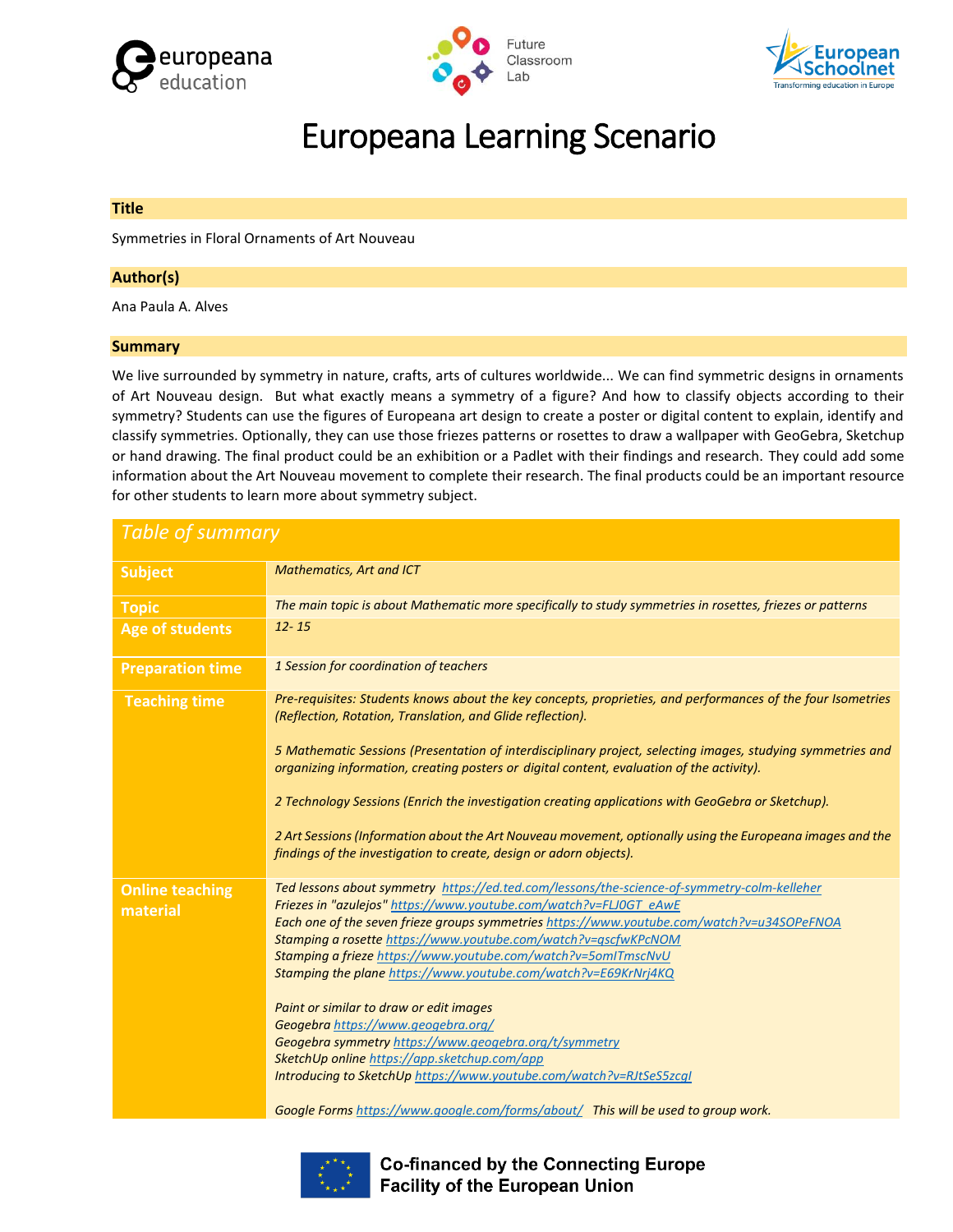# Europeana Learning Scenario

## Title

Symmetries in Floral Ornaments of Art Nouveau

## Author(s)

Ana Paula A. Alves

## Summary

We live surrounded by symmetry in nature, crafts, arts of cultures worldwide... We can find symmetric designs in ornaments of Art Nouveau design. But what exactly means a symmetry of a figure? And how to classify objects according to their symmetry? Students can use the figures of Europeana art design to create a poster or digital content to explain, identify and classify symmetries. Optionally, they can use those friezes patterns or rosettes to draw a wallpaper with GeoGebra, Sketchup or hand drawing. The final product could be an exhibition or a Padlet with their findings and research. They could add some information about the Art Nouveau movement to complete their research. The final products could be an important resource for other students to learn more about symmetry subject.

| *Table of summary* | |
|---|---|
| **Subject** | *Mathematics, Art and ICT* |
| **Topic** | *The main topic is about Mathematic more specifically to study symmetries in rosettes, friezes or patterns* |
| **Age of students** | *12- 15* |
| **Preparation time** | *1 Session for coordination of teachers* |
| **Teaching time** | *Pre-requisites: Students knows about the key concepts, proprieties, and performances of the four Isometries (Reflection, Rotation, Translation, and Glide reflection).*<br><br>*5 Mathematic Sessions (Presentation of interdisciplinary project, selecting images, studying symmetries and organizing information, creating posters or digital content, evaluation of the activity).*<br><br>*2 Technology Sessions (Enrich the investigation creating applications with GeoGebra or Sketchup).*<br><br>*2 Art Sessions (Information about the Art Nouveau movement, optionally using the Europeana images and the findings of the investigation to create, design or adorn objects).* |
| **Online teaching material** | *Ted lessons about symmetry* *https://ed.ted.com/lessons/the-science-of-symmetry-colm-kelleher*<br>*Friezes in "azulejos"* *https://www.youtube.com/watch?v=FLJ0GT_eAwE*<br>*Each one of the seven frieze groups symmetries* *https://www.youtube.com/watch?v=u34SOPeFNOA*<br>*Stamping a rosette* *https://www.youtube.com/watch?v=qscfwKPcNOM*<br>*Stamping a frieze* *https://www.youtube.com/watch?v=5omITmscNvU*<br>*Stamping the plane* *https://www.youtube.com/watch?v=E69KrNrj4KQ*<br><br>*Paint or similar to draw or edit images*<br>*Geogebra* *https://www.geogebra.org/*<br>*Geogebra symmetry* *https://www.geogebra.org/t/symmetry*<br>*SketchUp online* *https://app.sketchup.com/app*<br>*Introducing to SketchUp* *https://www.youtube.com/watch?v=RJtSeS5zcgI*<br><br>*Google Forms* *https://www.google.com/forms/about/* *This will be used to group work.* |

Co-financed by the Connecting Europe Facility of the European Union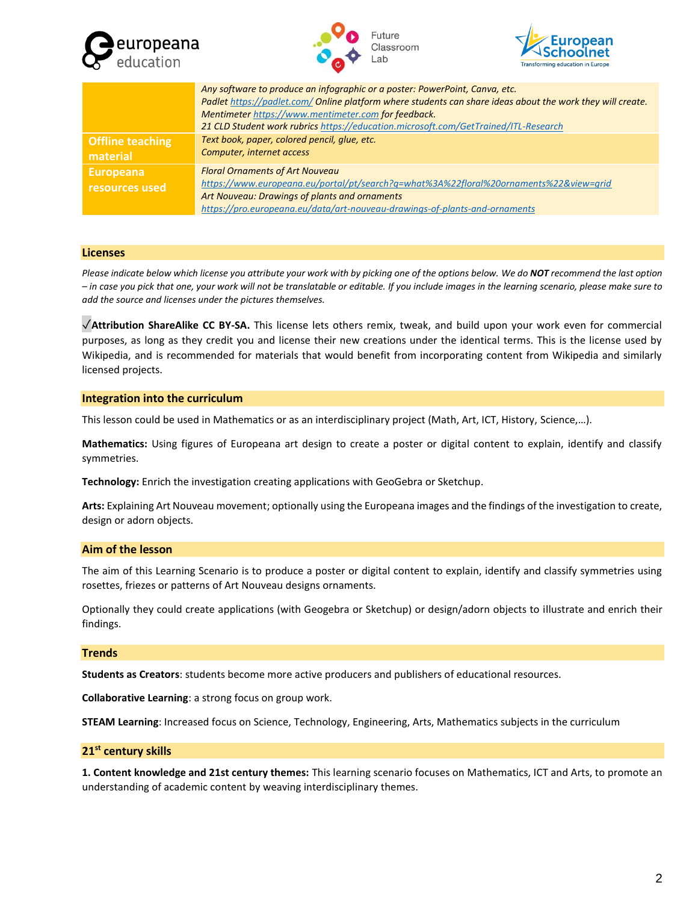| | |
|---|---|
| | *Any software to produce an infographic or a poster: PowerPoint, Canva, etc.*<br>*Padlet https://padlet.com/ Online platform where students can share ideas about the work they will create.*<br>*Mentimeter https://www.mentimeter.com for feedback.*<br>*21 CLD Student work rubrics https://education.microsoft.com/GetTrained/ITL-Research* |
| **Offline teaching material** | *Text book, paper, colored pencil, glue, etc.*<br>*Computer, internet access* |
| **Europeana resources used** | *Floral Ornaments of Art Nouveau*<br>*https://www.europeana.eu/portal/pt/search?q=what%3A%22floral%20ornaments%22&view=grid*<br>*Art Nouveau: Drawings of plants and ornaments*<br>*https://pro.europeana.eu/data/art-nouveau-drawings-of-plants-and-ornaments* |

## Licenses

*Please indicate below which license you attribute your work with by picking one of the options below. We do **NOT** recommend the last option – in case you pick that one, your work will not be translatable or editable. If you include images in the learning scenario, please make sure to add the source and licenses under the pictures themselves.*

✓**Attribution ShareAlike CC BY-SA.** This license lets others remix, tweak, and build upon your work even for commercial purposes, as long as they credit you and license their new creations under the identical terms. This is the license used by Wikipedia, and is recommended for materials that would benefit from incorporating content from Wikipedia and similarly licensed projects.

## Integration into the curriculum

This lesson could be used in Mathematics or as an interdisciplinary project (Math, Art, ICT, History, Science,…).

**Mathematics:** Using figures of Europeana art design to create a poster or digital content to explain, identify and classify symmetries.

**Technology:** Enrich the investigation creating applications with GeoGebra or Sketchup.

**Arts:** Explaining Art Nouveau movement; optionally using the Europeana images and the findings of the investigation to create, design or adorn objects.

## Aim of the lesson

The aim of this Learning Scenario is to produce a poster or digital content to explain, identify and classify symmetries using rosettes, friezes or patterns of Art Nouveau designs ornaments.

Optionally they could create applications (with Geogebra or Sketchup) or design/adorn objects to illustrate and enrich their findings.

## Trends

**Students as Creators**: students become more active producers and publishers of educational resources.

**Collaborative Learning**: a strong focus on group work.

**STEAM Learning**: Increased focus on Science, Technology, Engineering, Arts, Mathematics subjects in the curriculum

## 21st century skills

**1. Content knowledge and 21st century themes:** This learning scenario focuses on Mathematics, ICT and Arts, to promote an understanding of academic content by weaving interdisciplinary themes.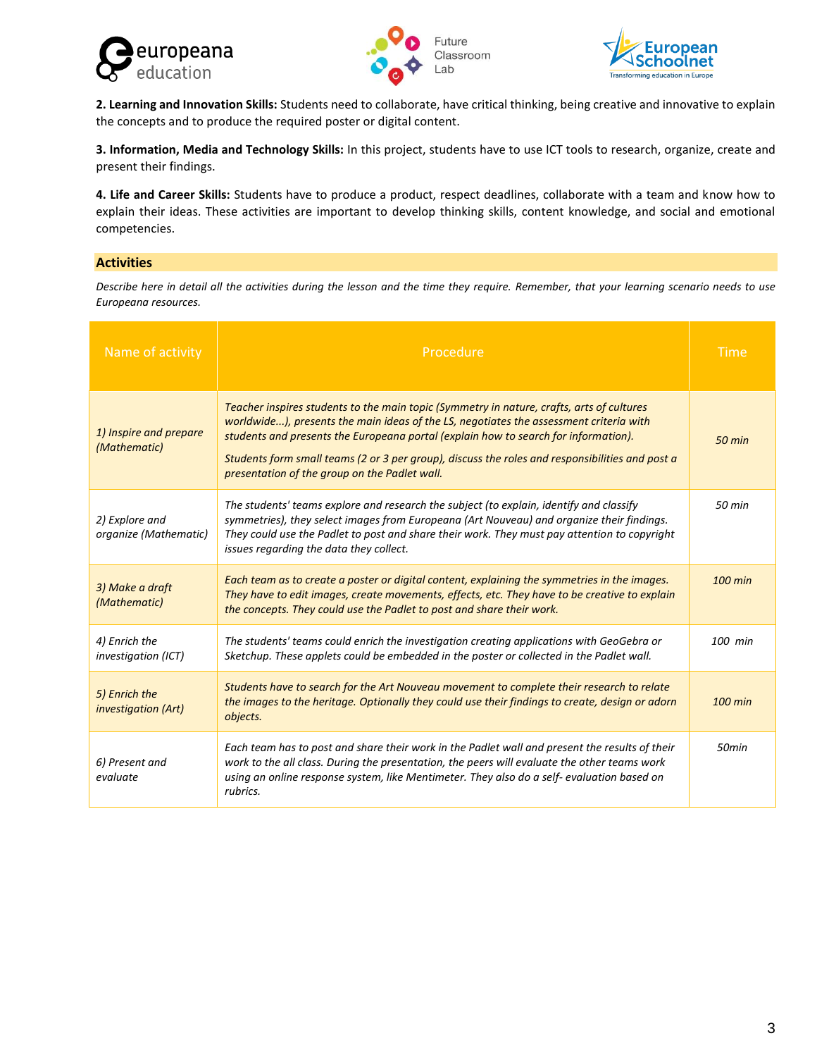**2. Learning and Innovation Skills:** Students need to collaborate, have critical thinking, being creative and innovative to explain the concepts and to produce the required poster or digital content.

**3. Information, Media and Technology Skills:** In this project, students have to use ICT tools to research, organize, create and present their findings.

**4. Life and Career Skills:** Students have to produce a product, respect deadlines, collaborate with a team and know how to explain their ideas. These activities are important to develop thinking skills, content knowledge, and social and emotional competencies.

## Activities

*Describe here in detail all the activities during the lesson and the time they require. Remember, that your learning scenario needs to use Europeana resources.*

| Name of activity | Procedure | Time |
|---|---|---|
| *1) Inspire and prepare (Mathematic)* | *Teacher inspires students to the main topic (Symmetry in nature, crafts, arts of cultures worldwide...), presents the main ideas of the LS, negotiates the assessment criteria with students and presents the Europeana portal (explain how to search for information).* *Students form small teams (2 or 3 per group), discuss the roles and responsibilities and post a presentation of the group on the Padlet wall.* | *50 min* |
| *2) Explore and organize (Mathematic)* | *The students' teams explore and research the subject (to explain, identify and classify symmetries), they select images from Europeana (Art Nouveau) and organize their findings. They could use the Padlet to post and share their work. They must pay attention to copyright issues regarding the data they collect.* | *50 min* |
| *3) Make a draft (Mathematic)* | *Each team as to create a poster or digital content, explaining the symmetries in the images. They have to edit images, create movements, effects, etc. They have to be creative to explain the concepts. They could use the Padlet to post and share their work.* | *100 min* |
| *4) Enrich the investigation (ICT)* | *The students' teams could enrich the investigation creating applications with GeoGebra or Sketchup. These applets could be embedded in the poster or collected in the Padlet wall.* | *100 min* |
| *5) Enrich the investigation (Art)* | *Students have to search for the Art Nouveau movement to complete their research to relate the images to the heritage. Optionally they could use their findings to create, design or adorn objects.* | *100 min* |
| *6) Present and evaluate* | *Each team has to post and share their work in the Padlet wall and present the results of their work to the all class. During the presentation, the peers will evaluate the other teams work using an online response system, like Mentimeter. They also do a self- evaluation based on rubrics.* | *50min* |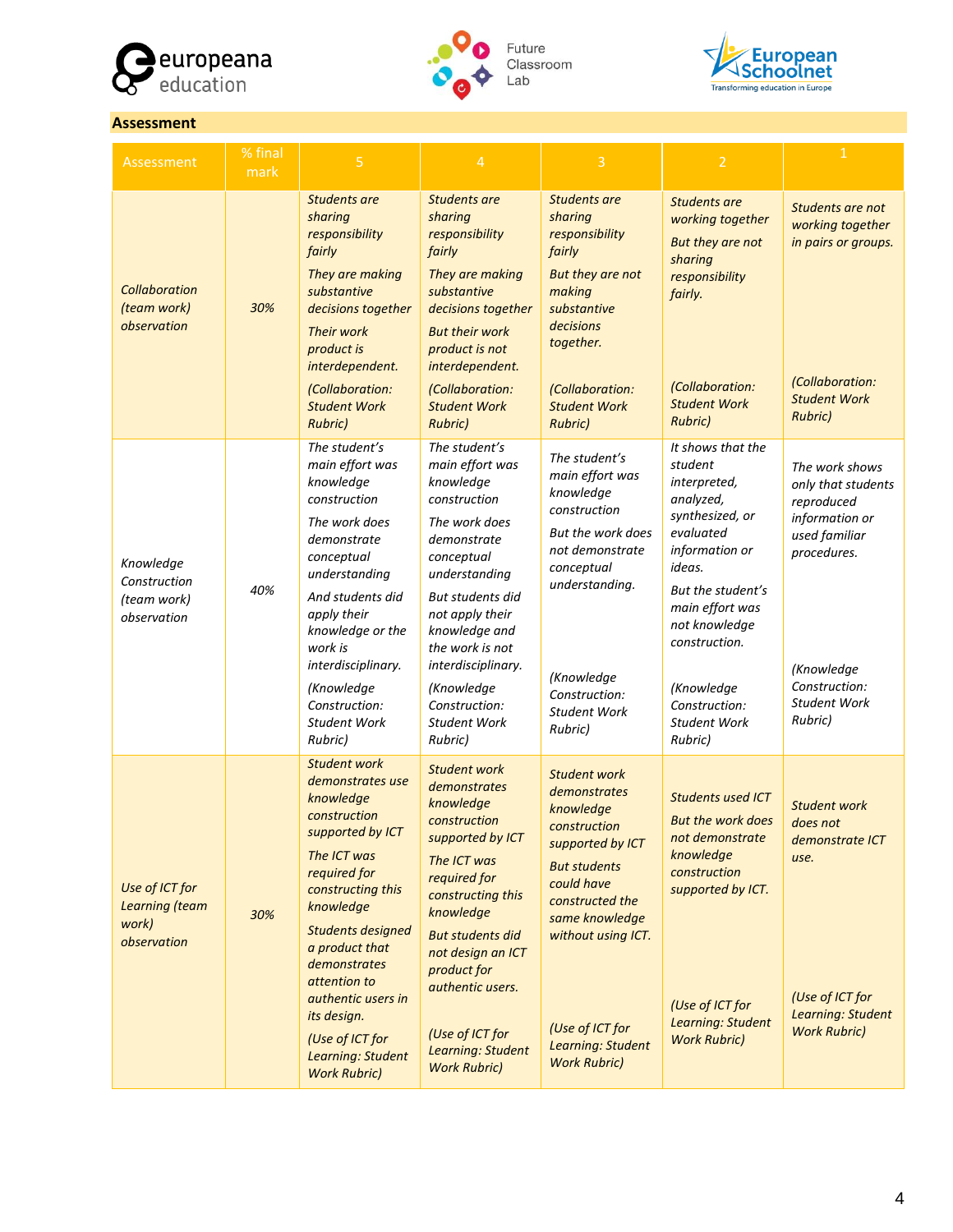## Assessment

| Assessment | % final mark | 5 | 4 | 3 | 2 | 1 |
|---|---|---|---|---|---|---|
| *Collaboration (team work) observation* | *30%* | *Students are sharing responsibility fairly* <br> *They are making substantive decisions together* <br> *Their work product is interdependent.* <br> *(Collaboration: Student Work Rubric)* | *Students are sharing responsibility fairly* <br> *They are making substantive decisions together* <br> *But their work product is not interdependent.* <br> *(Collaboration: Student Work Rubric)* | *Students are sharing responsibility fairly* <br> *But they are not making substantive decisions together.* <br> *(Collaboration: Student Work Rubric)* | *Students are working together* <br> *But they are not sharing responsibility fairly.* <br> *(Collaboration: Student Work Rubric)* | *Students are not working together in pairs or groups.* <br> *(Collaboration: Student Work Rubric)* |
| *Knowledge Construction (team work) observation* | *40%* | *The student's main effort was knowledge construction* <br> *The work does demonstrate conceptual understanding* <br> *And students did apply their knowledge or the work is interdisciplinary.* <br> *(Knowledge Construction: Student Work Rubric)* | *The student's main effort was knowledge construction* <br> *The work does demonstrate conceptual understanding* <br> *But students did not apply their knowledge and the work is not interdisciplinary.* <br> *(Knowledge Construction: Student Work Rubric)* | *The student's main effort was knowledge construction* <br> *But the work does not demonstrate conceptual understanding.* <br> *(Knowledge Construction: Student Work Rubric)* | *It shows that the student interpreted, analyzed, synthesized, or evaluated information or ideas.* <br> *But the student's main effort was not knowledge construction.* <br> *(Knowledge Construction: Student Work Rubric)* | *The work shows only that students reproduced information or used familiar procedures.* <br> *(Knowledge Construction: Student Work Rubric)* |
| *Use of ICT for Learning (team work) observation* | *30%* | *Student work demonstrates use knowledge construction supported by ICT* <br> *The ICT was required for constructing this knowledge* <br> *Students designed a product that demonstrates attention to authentic users in its design.* <br> *(Use of ICT for Learning: Student Work Rubric)* | *Student work demonstrates knowledge construction supported by ICT* <br> *The ICT was required for constructing this knowledge* <br> *But students did not design an ICT product for authentic users.* <br> *(Use of ICT for Learning: Student Work Rubric)* | *Student work demonstrates knowledge construction supported by ICT* <br> *But students could have constructed the same knowledge without using ICT.* <br> *(Use of ICT for Learning: Student Work Rubric)* | *Students used ICT* <br> *But the work does not demonstrate knowledge construction supported by ICT.* <br> *(Use of ICT for Learning: Student Work Rubric)* | *Student work does not demonstrate ICT use.* <br> *(Use of ICT for Learning: Student Work Rubric)* |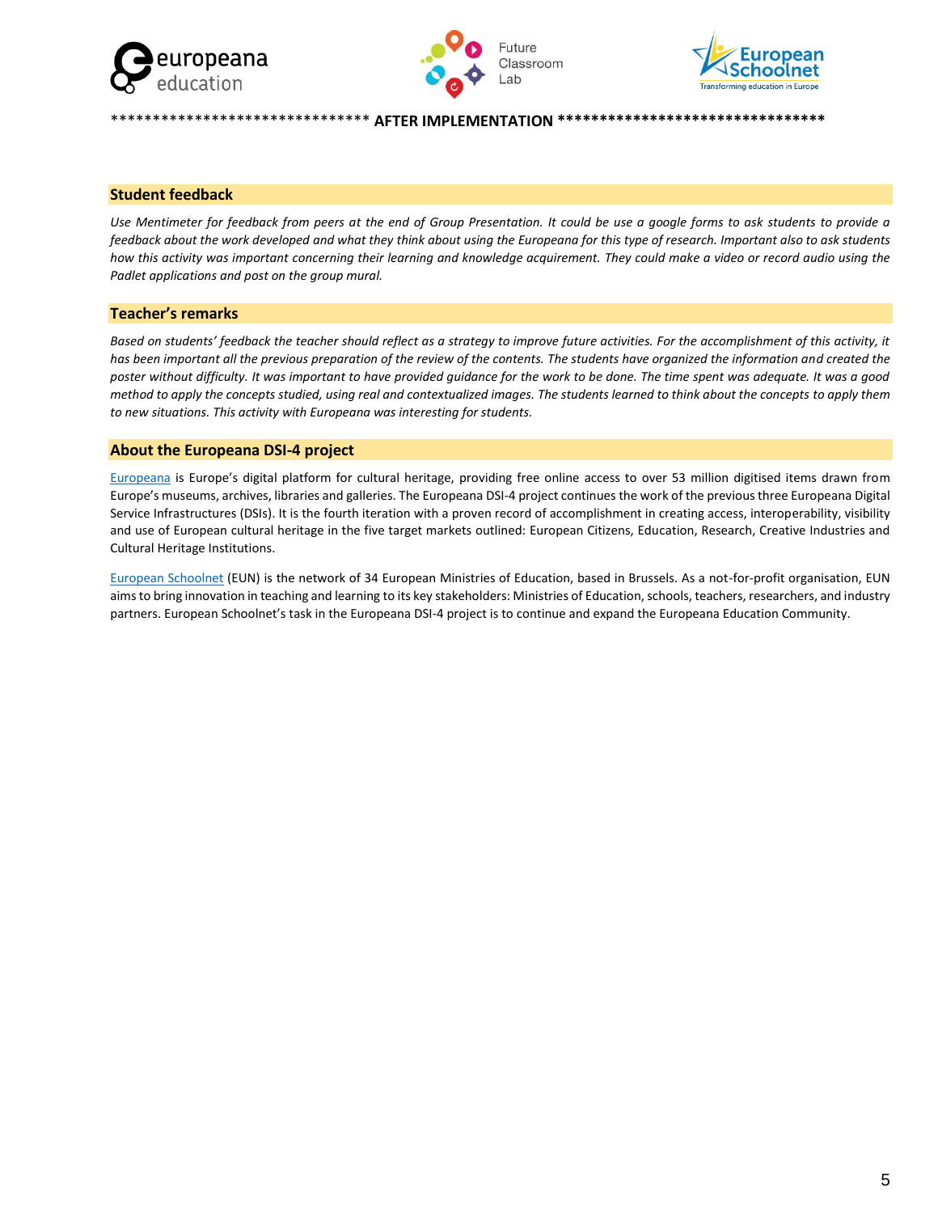****************************** **AFTER IMPLEMENTATION** ******************************

## Student feedback

*Use Mentimeter for feedback from peers at the end of Group Presentation. It could be use a google forms to ask students to provide a feedback about the work developed and what they think about using the Europeana for this type of research. Important also to ask students how this activity was important concerning their learning and knowledge acquirement. They could make a video or record audio using the Padlet applications and post on the group mural.*

## Teacher's remarks

*Based on students' feedback the teacher should reflect as a strategy to improve future activities. For the accomplishment of this activity, it has been important all the previous preparation of the review of the contents. The students have organized the information and created the poster without difficulty. It was important to have provided guidance for the work to be done. The time spent was adequate. It was a good method to apply the concepts studied, using real and contextualized images. The students learned to think about the concepts to apply them to new situations. This activity with Europeana was interesting for students.*

## About the Europeana DSI-4 project

Europeana is Europe's digital platform for cultural heritage, providing free online access to over 53 million digitised items drawn from Europe's museums, archives, libraries and galleries. The Europeana DSI-4 project continues the work of the previous three Europeana Digital Service Infrastructures (DSIs). It is the fourth iteration with a proven record of accomplishment in creating access, interoperability, visibility and use of European cultural heritage in the five target markets outlined: European Citizens, Education, Research, Creative Industries and Cultural Heritage Institutions.

European Schoolnet (EUN) is the network of 34 European Ministries of Education, based in Brussels. As a not-for-profit organisation, EUN aims to bring innovation in teaching and learning to its key stakeholders: Ministries of Education, schools, teachers, researchers, and industry partners. European Schoolnet's task in the Europeana DSI-4 project is to continue and expand the Europeana Education Community.